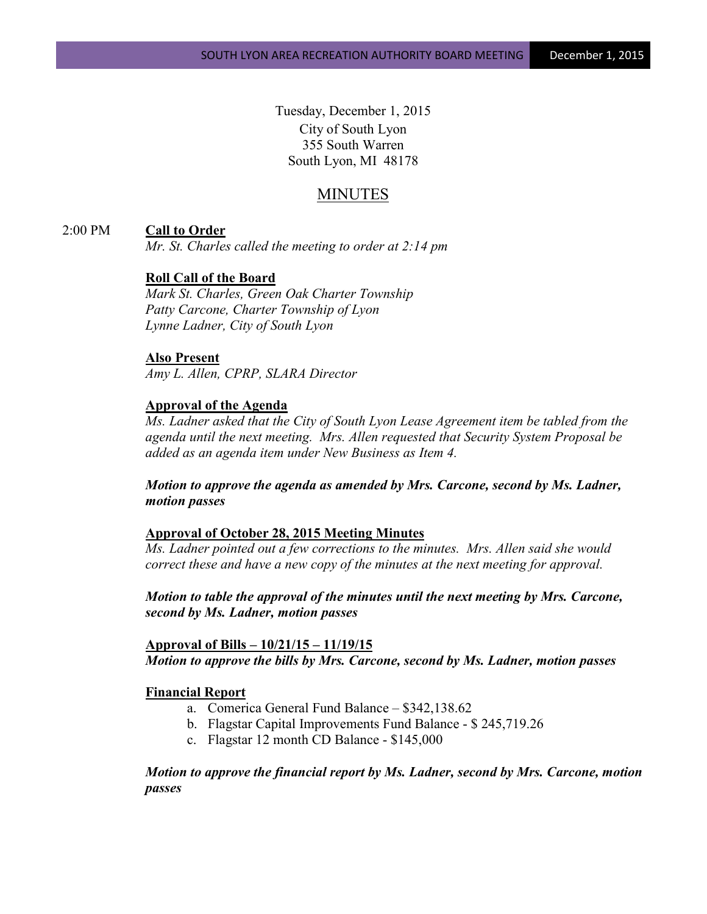Tuesday, December 1, 2015
City of South Lyon
355 South Warren
South Lyon, MI 48178

# MINUTES

2:00 PM **Call to Order**

*Mr. St. Charles called the meeting to order at 2:14 pm*

**Roll Call of the Board**

*Mark St. Charles, Green Oak Charter Township*
*Patty Carcone, Charter Township of Lyon*
*Lynne Ladner, City of South Lyon*

**Also Present**

*Amy L. Allen, CPRP, SLARA Director*

**Approval of the Agenda**

*Ms. Ladner asked that the City of South Lyon Lease Agreement item be tabled from the agenda until the next meeting. Mrs. Allen requested that Security System Proposal be added as an agenda item under New Business as Item 4.*

***Motion to approve the agenda as amended by Mrs. Carcone, second by Ms. Ladner, motion passes***

**Approval of October 28, 2015 Meeting Minutes**

*Ms. Ladner pointed out a few corrections to the minutes. Mrs. Allen said she would correct these and have a new copy of the minutes at the next meeting for approval.*

***Motion to table the approval of the minutes until the next meeting by Mrs. Carcone, second by Ms. Ladner, motion passes***

**Approval of Bills – 10/21/15 – 11/19/15**

***Motion to approve the bills by Mrs. Carcone, second by Ms. Ladner, motion passes***

**Financial Report**

a. Comerica General Fund Balance – $342,138.62
b. Flagstar Capital Improvements Fund Balance - $ 245,719.26
c. Flagstar 12 month CD Balance - $145,000

***Motion to approve the financial report by Ms. Ladner, second by Mrs. Carcone, motion passes***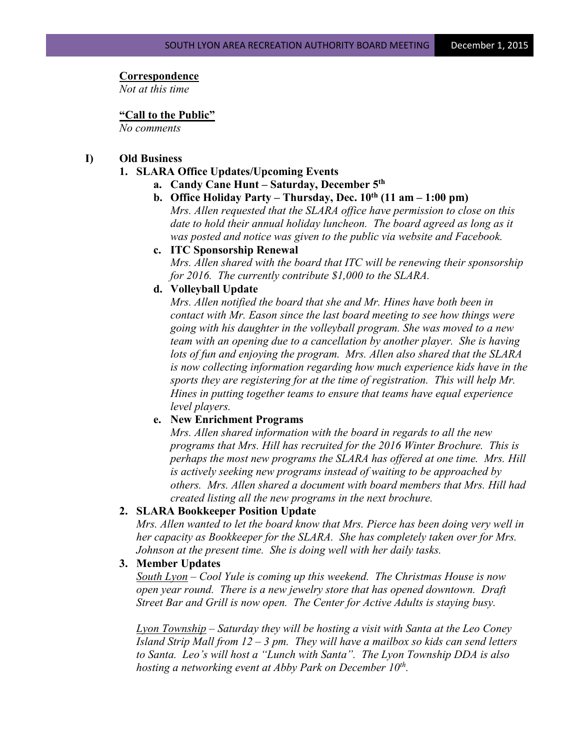**Correspondence**

*Not at this time*

**"Call to the Public"**

*No comments*

**I) Old Business**

**1. SLARA Office Updates/Upcoming Events**

**a. Candy Cane Hunt – Saturday, December 5th**

**b. Office Holiday Party – Thursday, Dec. 10th (11 am – 1:00 pm)**

*Mrs. Allen requested that the SLARA office have permission to close on this date to hold their annual holiday luncheon. The board agreed as long as it was posted and notice was given to the public via website and Facebook.*

**c. ITC Sponsorship Renewal**

*Mrs. Allen shared with the board that ITC will be renewing their sponsorship for 2016. The currently contribute $1,000 to the SLARA.*

**d. Volleyball Update**

*Mrs. Allen notified the board that she and Mr. Hines have both been in contact with Mr. Eason since the last board meeting to see how things were going with his daughter in the volleyball program. She was moved to a new team with an opening due to a cancellation by another player. She is having lots of fun and enjoying the program. Mrs. Allen also shared that the SLARA is now collecting information regarding how much experience kids have in the sports they are registering for at the time of registration. This will help Mr. Hines in putting together teams to ensure that teams have equal experience level players.*

**e. New Enrichment Programs**

*Mrs. Allen shared information with the board in regards to all the new programs that Mrs. Hill has recruited for the 2016 Winter Brochure. This is perhaps the most new programs the SLARA has offered at one time. Mrs. Hill is actively seeking new programs instead of waiting to be approached by others. Mrs. Allen shared a document with board members that Mrs. Hill had created listing all the new programs in the next brochure.*

**2. SLARA Bookkeeper Position Update**

*Mrs. Allen wanted to let the board know that Mrs. Pierce has been doing very well in her capacity as Bookkeeper for the SLARA. She has completely taken over for Mrs. Johnson at the present time. She is doing well with her daily tasks.*

**3. Member Updates**

*South Lyon – Cool Yule is coming up this weekend. The Christmas House is now open year round. There is a new jewelry store that has opened downtown. Draft Street Bar and Grill is now open. The Center for Active Adults is staying busy.*

*Lyon Township – Saturday they will be hosting a visit with Santa at the Leo Coney Island Strip Mall from 12 – 3 pm. They will have a mailbox so kids can send letters to Santa. Leo's will host a "Lunch with Santa". The Lyon Township DDA is also hosting a networking event at Abby Park on December 10th.*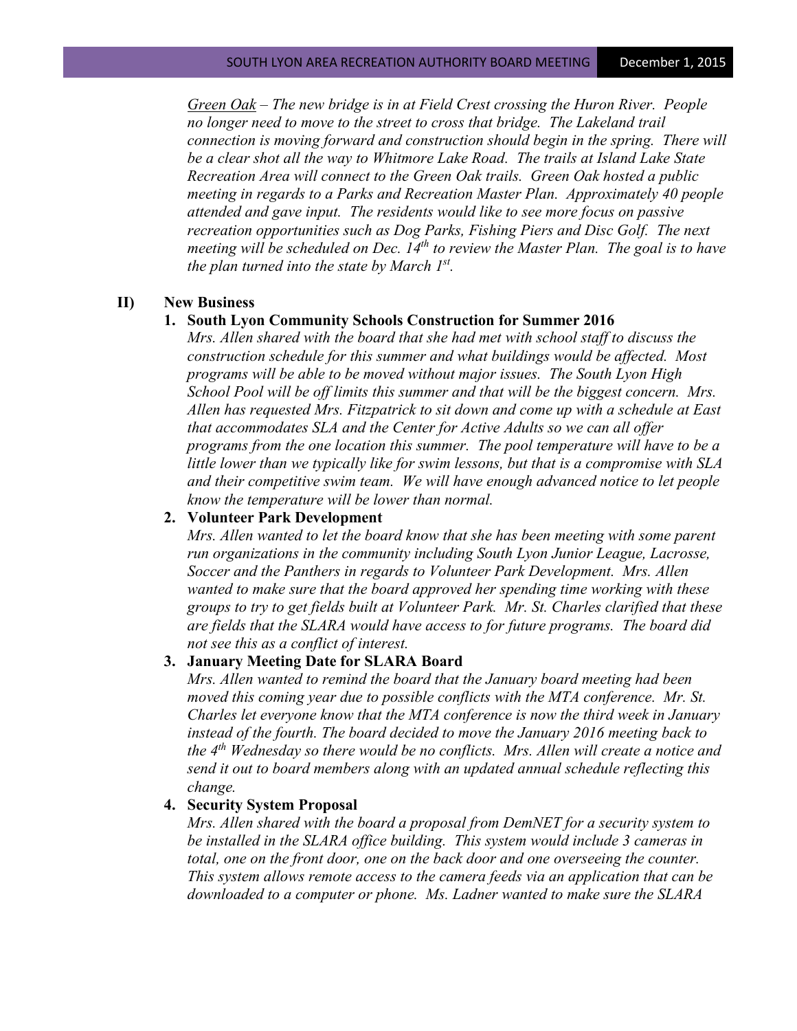*<u>Green Oak</u> – The new bridge is in at Field Crest crossing the Huron River. People no longer need to move to the street to cross that bridge. The Lakeland trail connection is moving forward and construction should begin in the spring. There will be a clear shot all the way to Whitmore Lake Road. The trails at Island Lake State Recreation Area will connect to the Green Oak trails. Green Oak hosted a public meeting in regards to a Parks and Recreation Master Plan. Approximately 40 people attended and gave input. The residents would like to see more focus on passive recreation opportunities such as Dog Parks, Fishing Piers and Disc Golf. The next meeting will be scheduled on Dec. 14th to review the Master Plan. The goal is to have the plan turned into the state by March 1st.*

**II) New Business**

**1. South Lyon Community Schools Construction for Summer 2016**

*Mrs. Allen shared with the board that she had met with school staff to discuss the construction schedule for this summer and what buildings would be affected. Most programs will be able to be moved without major issues. The South Lyon High School Pool will be off limits this summer and that will be the biggest concern. Mrs. Allen has requested Mrs. Fitzpatrick to sit down and come up with a schedule at East that accommodates SLA and the Center for Active Adults so we can all offer programs from the one location this summer. The pool temperature will have to be a little lower than we typically like for swim lessons, but that is a compromise with SLA and their competitive swim team. We will have enough advanced notice to let people know the temperature will be lower than normal.*

**2. Volunteer Park Development**

*Mrs. Allen wanted to let the board know that she has been meeting with some parent run organizations in the community including South Lyon Junior League, Lacrosse, Soccer and the Panthers in regards to Volunteer Park Development. Mrs. Allen wanted to make sure that the board approved her spending time working with these groups to try to get fields built at Volunteer Park. Mr. St. Charles clarified that these are fields that the SLARA would have access to for future programs. The board did not see this as a conflict of interest.*

**3. January Meeting Date for SLARA Board**

*Mrs. Allen wanted to remind the board that the January board meeting had been moved this coming year due to possible conflicts with the MTA conference. Mr. St. Charles let everyone know that the MTA conference is now the third week in January instead of the fourth. The board decided to move the January 2016 meeting back to the 4th Wednesday so there would be no conflicts. Mrs. Allen will create a notice and send it out to board members along with an updated annual schedule reflecting this change.*

**4. Security System Proposal**

*Mrs. Allen shared with the board a proposal from DemNET for a security system to be installed in the SLARA office building. This system would include 3 cameras in total, one on the front door, one on the back door and one overseeing the counter. This system allows remote access to the camera feeds via an application that can be downloaded to a computer or phone. Ms. Ladner wanted to make sure the SLARA*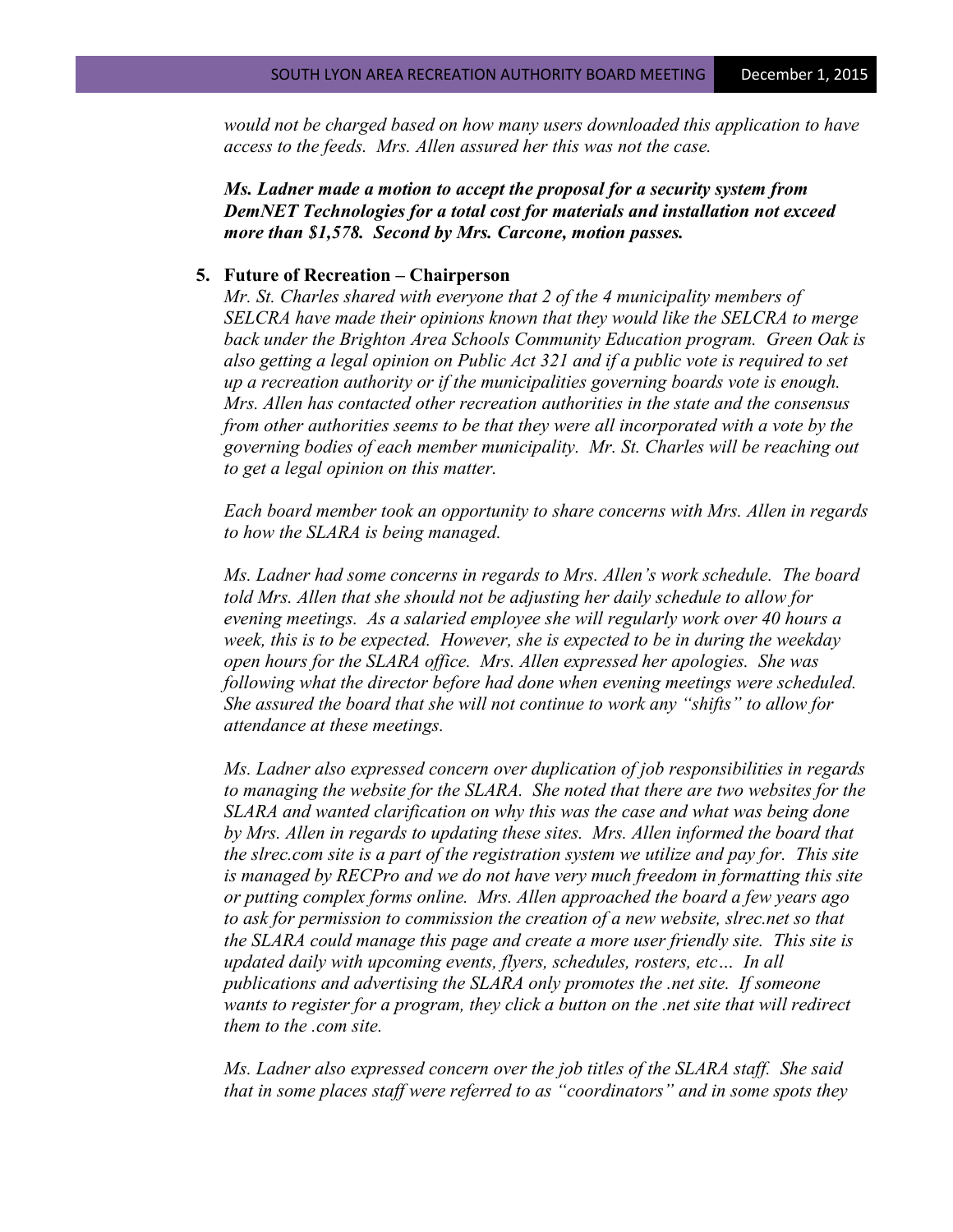*would not be charged based on how many users downloaded this application to have access to the feeds. Mrs. Allen assured her this was not the case.*

***Ms. Ladner made a motion to accept the proposal for a security system from DemNET Technologies for a total cost for materials and installation not exceed more than $1,578. Second by Mrs. Carcone, motion passes.***

5. **Future of Recreation – Chairperson**

   *Mr. St. Charles shared with everyone that 2 of the 4 municipality members of SELCRA have made their opinions known that they would like the SELCRA to merge back under the Brighton Area Schools Community Education program. Green Oak is also getting a legal opinion on Public Act 321 and if a public vote is required to set up a recreation authority or if the municipalities governing boards vote is enough. Mrs. Allen has contacted other recreation authorities in the state and the consensus from other authorities seems to be that they were all incorporated with a vote by the governing bodies of each member municipality. Mr. St. Charles will be reaching out to get a legal opinion on this matter.*

   *Each board member took an opportunity to share concerns with Mrs. Allen in regards to how the SLARA is being managed.*

   *Ms. Ladner had some concerns in regards to Mrs. Allen's work schedule. The board told Mrs. Allen that she should not be adjusting her daily schedule to allow for evening meetings. As a salaried employee she will regularly work over 40 hours a week, this is to be expected. However, she is expected to be in during the weekday open hours for the SLARA office. Mrs. Allen expressed her apologies. She was following what the director before had done when evening meetings were scheduled. She assured the board that she will not continue to work any "shifts" to allow for attendance at these meetings.*

   *Ms. Ladner also expressed concern over duplication of job responsibilities in regards to managing the website for the SLARA. She noted that there are two websites for the SLARA and wanted clarification on why this was the case and what was being done by Mrs. Allen in regards to updating these sites. Mrs. Allen informed the board that the slrec.com site is a part of the registration system we utilize and pay for. This site is managed by RECPro and we do not have very much freedom in formatting this site or putting complex forms online. Mrs. Allen approached the board a few years ago to ask for permission to commission the creation of a new website, slrec.net so that the SLARA could manage this page and create a more user friendly site. This site is updated daily with upcoming events, flyers, schedules, rosters, etc… In all publications and advertising the SLARA only promotes the .net site. If someone wants to register for a program, they click a button on the .net site that will redirect them to the .com site.*

   *Ms. Ladner also expressed concern over the job titles of the SLARA staff. She said that in some places staff were referred to as "coordinators" and in some spots they*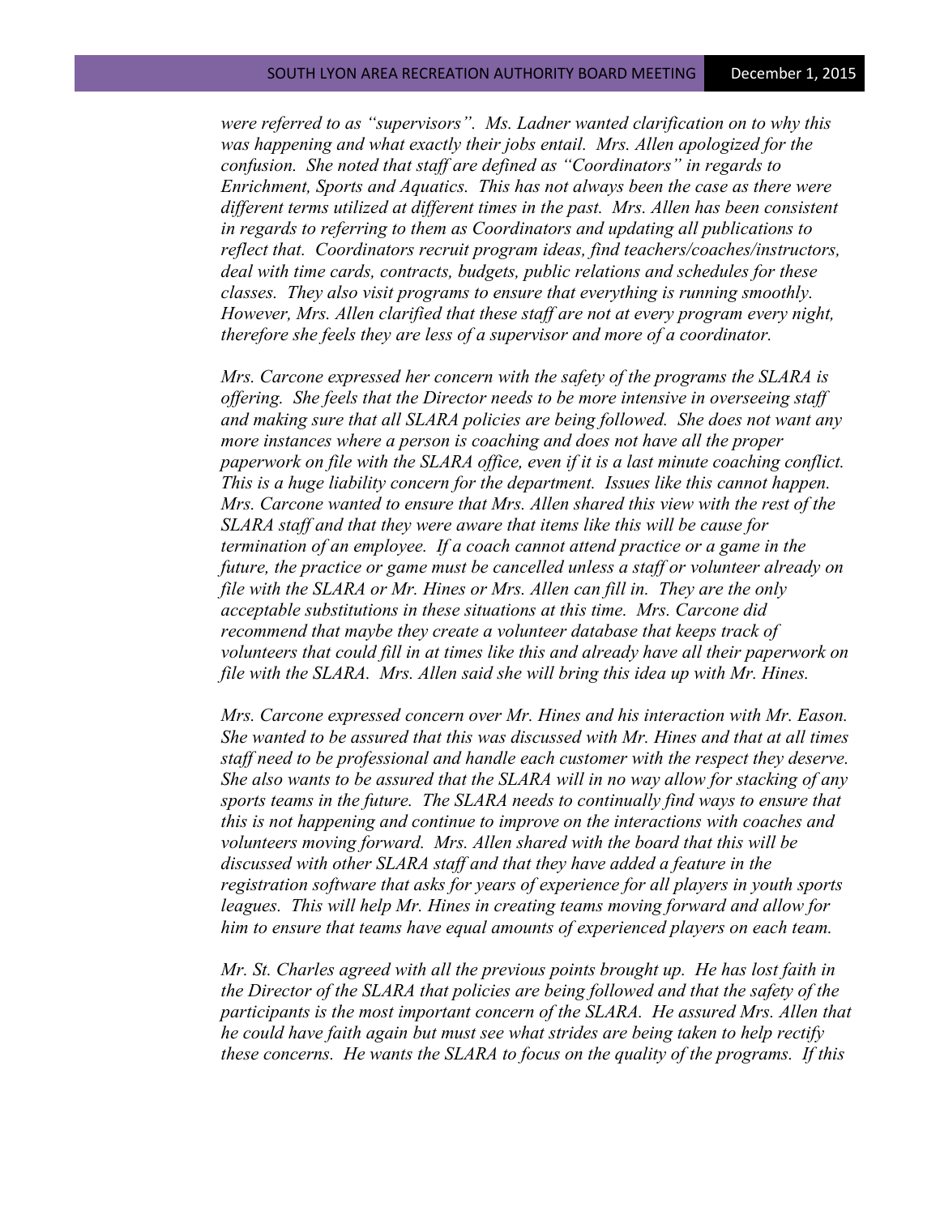*were referred to as "supervisors". Ms. Ladner wanted clarification on to why this was happening and what exactly their jobs entail. Mrs. Allen apologized for the confusion. She noted that staff are defined as "Coordinators" in regards to Enrichment, Sports and Aquatics. This has not always been the case as there were different terms utilized at different times in the past. Mrs. Allen has been consistent in regards to referring to them as Coordinators and updating all publications to reflect that. Coordinators recruit program ideas, find teachers/coaches/instructors, deal with time cards, contracts, budgets, public relations and schedules for these classes. They also visit programs to ensure that everything is running smoothly. However, Mrs. Allen clarified that these staff are not at every program every night, therefore she feels they are less of a supervisor and more of a coordinator.*

*Mrs. Carcone expressed her concern with the safety of the programs the SLARA is offering. She feels that the Director needs to be more intensive in overseeing staff and making sure that all SLARA policies are being followed. She does not want any more instances where a person is coaching and does not have all the proper paperwork on file with the SLARA office, even if it is a last minute coaching conflict. This is a huge liability concern for the department. Issues like this cannot happen. Mrs. Carcone wanted to ensure that Mrs. Allen shared this view with the rest of the SLARA staff and that they were aware that items like this will be cause for termination of an employee. If a coach cannot attend practice or a game in the future, the practice or game must be cancelled unless a staff or volunteer already on file with the SLARA or Mr. Hines or Mrs. Allen can fill in. They are the only acceptable substitutions in these situations at this time. Mrs. Carcone did recommend that maybe they create a volunteer database that keeps track of volunteers that could fill in at times like this and already have all their paperwork on file with the SLARA. Mrs. Allen said she will bring this idea up with Mr. Hines.*

*Mrs. Carcone expressed concern over Mr. Hines and his interaction with Mr. Eason. She wanted to be assured that this was discussed with Mr. Hines and that at all times staff need to be professional and handle each customer with the respect they deserve. She also wants to be assured that the SLARA will in no way allow for stacking of any sports teams in the future. The SLARA needs to continually find ways to ensure that this is not happening and continue to improve on the interactions with coaches and volunteers moving forward. Mrs. Allen shared with the board that this will be discussed with other SLARA staff and that they have added a feature in the registration software that asks for years of experience for all players in youth sports leagues. This will help Mr. Hines in creating teams moving forward and allow for him to ensure that teams have equal amounts of experienced players on each team.*

*Mr. St. Charles agreed with all the previous points brought up. He has lost faith in the Director of the SLARA that policies are being followed and that the safety of the participants is the most important concern of the SLARA. He assured Mrs. Allen that he could have faith again but must see what strides are being taken to help rectify these concerns. He wants the SLARA to focus on the quality of the programs. If this*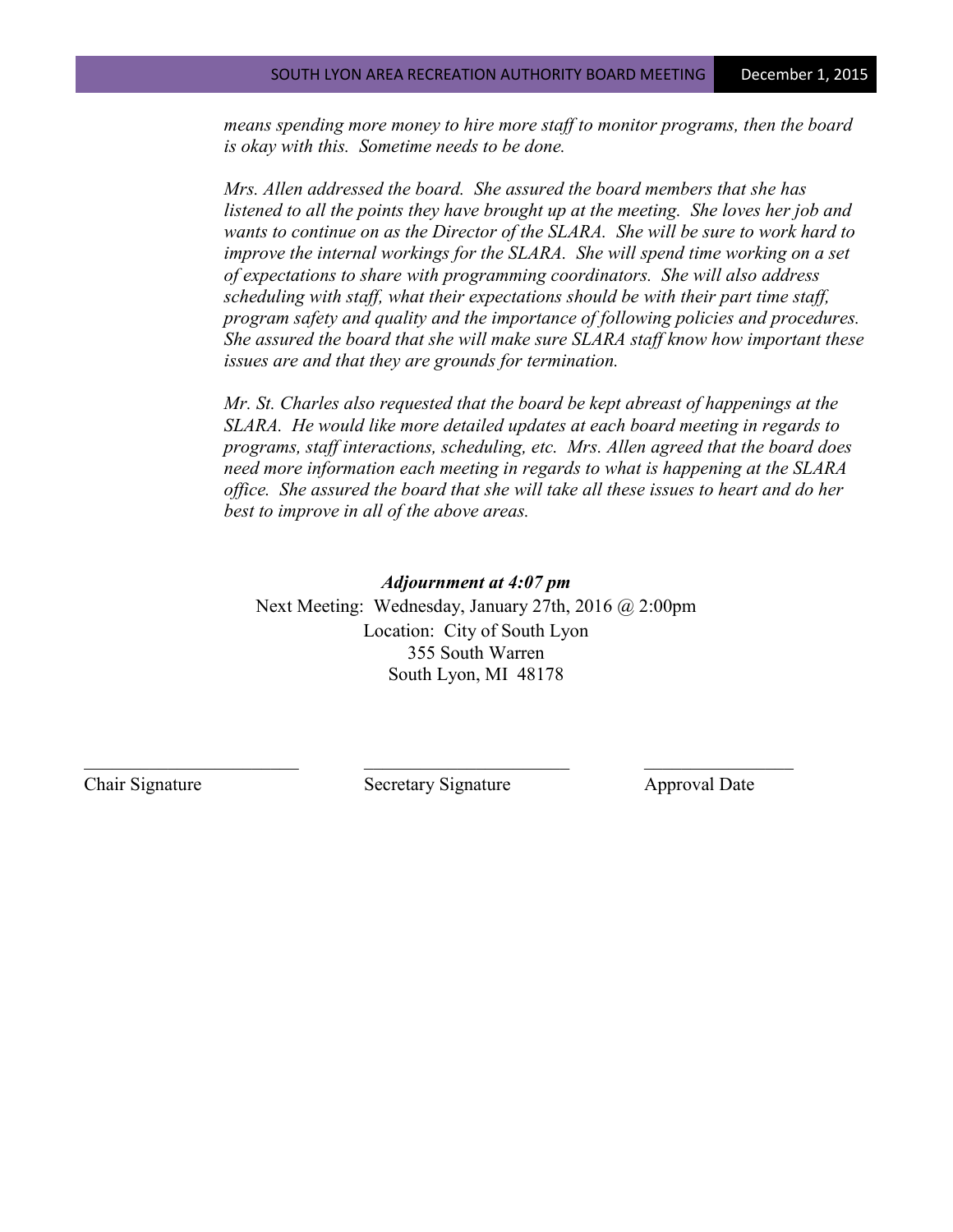*means spending more money to hire more staff to monitor programs, then the board is okay with this. Sometime needs to be done.*

*Mrs. Allen addressed the board. She assured the board members that she has listened to all the points they have brought up at the meeting. She loves her job and wants to continue on as the Director of the SLARA. She will be sure to work hard to improve the internal workings for the SLARA. She will spend time working on a set of expectations to share with programming coordinators. She will also address scheduling with staff, what their expectations should be with their part time staff, program safety and quality and the importance of following policies and procedures. She assured the board that she will make sure SLARA staff know how important these issues are and that they are grounds for termination.*

*Mr. St. Charles also requested that the board be kept abreast of happenings at the SLARA. He would like more detailed updates at each board meeting in regards to programs, staff interactions, scheduling, etc. Mrs. Allen agreed that the board does need more information each meeting in regards to what is happening at the SLARA office. She assured the board that she will take all these issues to heart and do her best to improve in all of the above areas.*

***Adjournment at 4:07 pm***

Next Meeting: Wednesday, January 27th, 2016 @ 2:00pm
Location: City of South Lyon
355 South Warren
South Lyon, MI 48178

| | | |
|---|---|---|
| \_\_\_\_\_\_\_\_\_\_\_\_\_\_\_\_\_\_\_\_\_\_\_\_ | \_\_\_\_\_\_\_\_\_\_\_\_\_\_\_\_\_\_\_\_\_\_\_ | \_\_\_\_\_\_\_\_\_\_\_\_\_\_\_\_\_ |
| Chair Signature | Secretary Signature | Approval Date |